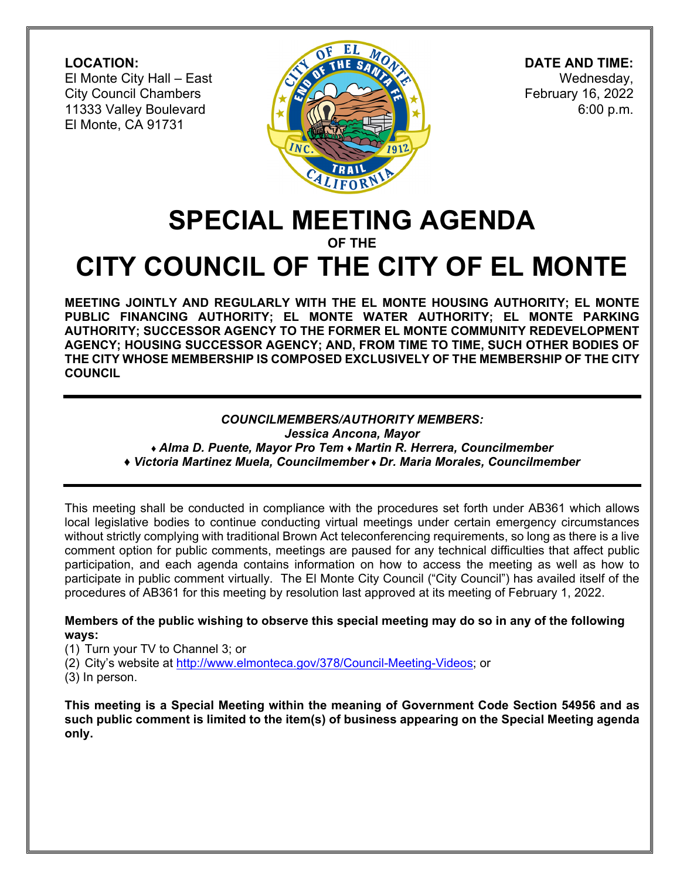**LOCATION:**
El Monte City Hall – East
City Council Chambers
11333 Valley Boulevard
El Monte, CA 91731

**DATE AND TIME:**
Wednesday,
February 16, 2022
6:00 p.m.

# SPECIAL MEETING AGENDA

**OF THE**

# CITY COUNCIL OF THE CITY OF EL MONTE

**MEETING JOINTLY AND REGULARLY WITH THE EL MONTE HOUSING AUTHORITY; EL MONTE PUBLIC FINANCING AUTHORITY; EL MONTE WATER AUTHORITY; EL MONTE PARKING AUTHORITY; SUCCESSOR AGENCY TO THE FORMER EL MONTE COMMUNITY REDEVELOPMENT AGENCY; HOUSING SUCCESSOR AGENCY; AND, FROM TIME TO TIME, SUCH OTHER BODIES OF THE CITY WHOSE MEMBERSHIP IS COMPOSED EXCLUSIVELY OF THE MEMBERSHIP OF THE CITY COUNCIL**

***COUNCILMEMBERS/AUTHORITY MEMBERS:***
***Jessica Ancona, Mayor***
***♦ Alma D. Puente, Mayor Pro Tem ♦ Martin R. Herrera, Councilmember***
***♦ Victoria Martinez Muela, Councilmember ♦ Dr. Maria Morales, Councilmember***

This meeting shall be conducted in compliance with the procedures set forth under AB361 which allows local legislative bodies to continue conducting virtual meetings under certain emergency circumstances without strictly complying with traditional Brown Act teleconferencing requirements, so long as there is a live comment option for public comments, meetings are paused for any technical difficulties that affect public participation, and each agenda contains information on how to access the meeting as well as how to participate in public comment virtually. The El Monte City Council ("City Council") has availed itself of the procedures of AB361 for this meeting by resolution last approved at its meeting of February 1, 2022.

**Members of the public wishing to observe this special meeting may do so in any of the following ways:**

(1) Turn your TV to Channel 3; or
(2) City's website at http://www.elmonteca.gov/378/Council-Meeting-Videos; or
(3) In person.

**This meeting is a Special Meeting within the meaning of Government Code Section 54956 and as such public comment is limited to the item(s) of business appearing on the Special Meeting agenda only.**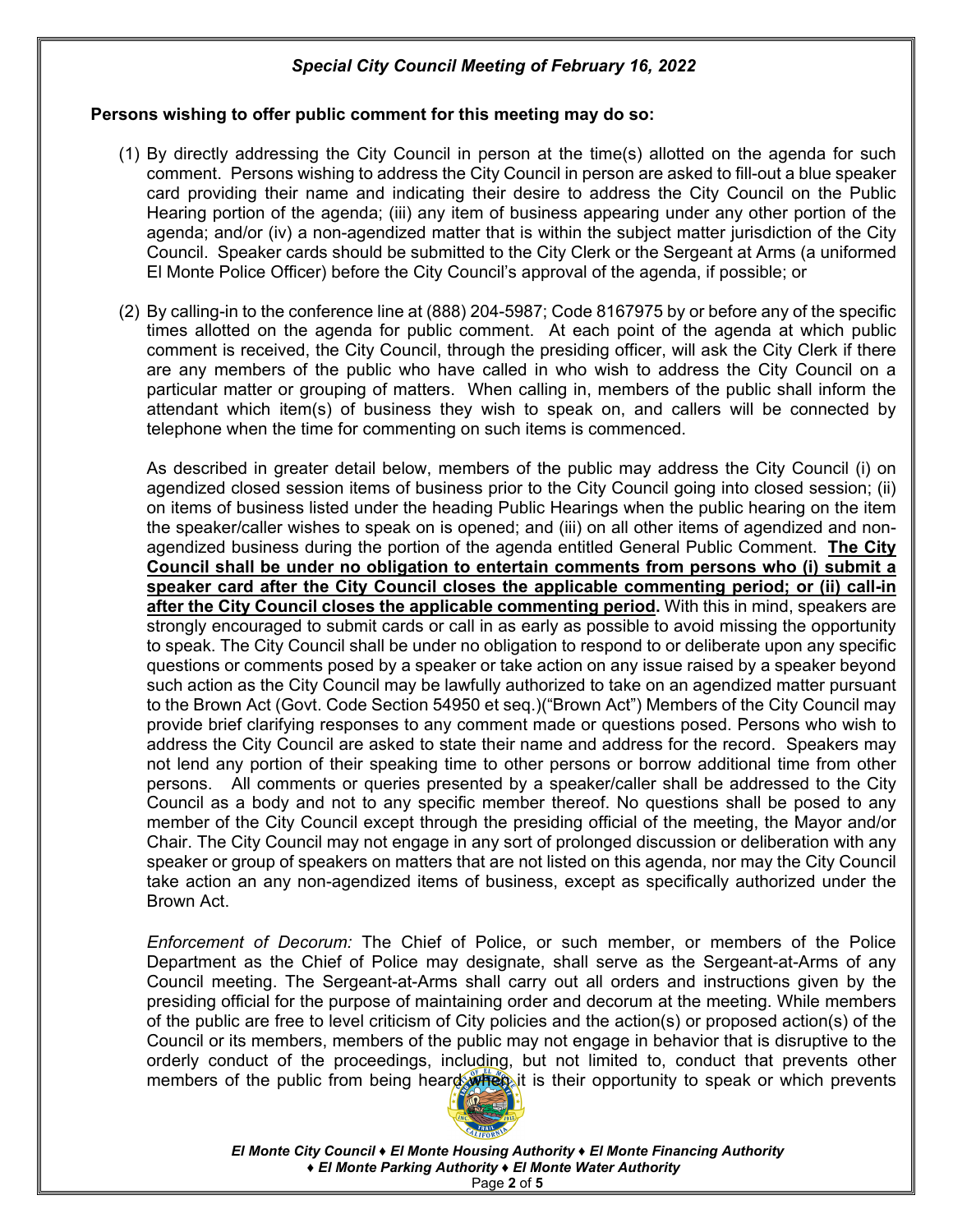*Special City Council Meeting of February 16, 2022*

**Persons wishing to offer public comment for this meeting may do so:**

(1) By directly addressing the City Council in person at the time(s) allotted on the agenda for such comment. Persons wishing to address the City Council in person are asked to fill-out a blue speaker card providing their name and indicating their desire to address the City Council on the Public Hearing portion of the agenda; (iii) any item of business appearing under any other portion of the agenda; and/or (iv) a non-agendized matter that is within the subject matter jurisdiction of the City Council. Speaker cards should be submitted to the City Clerk or the Sergeant at Arms (a uniformed El Monte Police Officer) before the City Council's approval of the agenda, if possible; or

(2) By calling-in to the conference line at (888) 204-5987; Code 8167975 by or before any of the specific times allotted on the agenda for public comment. At each point of the agenda at which public comment is received, the City Council, through the presiding officer, will ask the City Clerk if there are any members of the public who have called in who wish to address the City Council on a particular matter or grouping of matters. When calling in, members of the public shall inform the attendant which item(s) of business they wish to speak on, and callers will be connected by telephone when the time for commenting on such items is commenced.

As described in greater detail below, members of the public may address the City Council (i) on agendized closed session items of business prior to the City Council going into closed session; (ii) on items of business listed under the heading Public Hearings when the public hearing on the item the speaker/caller wishes to speak on is opened; and (iii) on all other items of agendized and non-agendized business during the portion of the agenda entitled General Public Comment. **The City Council shall be under no obligation to entertain comments from persons who (i) submit a speaker card after the City Council closes the applicable commenting period; or (ii) call-in after the City Council closes the applicable commenting period.** With this in mind, speakers are strongly encouraged to submit cards or call in as early as possible to avoid missing the opportunity to speak. The City Council shall be under no obligation to respond to or deliberate upon any specific questions or comments posed by a speaker or take action on any issue raised by a speaker beyond such action as the City Council may be lawfully authorized to take on an agendized matter pursuant to the Brown Act (Govt. Code Section 54950 et seq.)("Brown Act") Members of the City Council may provide brief clarifying responses to any comment made or questions posed. Persons who wish to address the City Council are asked to state their name and address for the record. Speakers may not lend any portion of their speaking time to other persons or borrow additional time from other persons. All comments or queries presented by a speaker/caller shall be addressed to the City Council as a body and not to any specific member thereof. No questions shall be posed to any member of the City Council except through the presiding official of the meeting, the Mayor and/or Chair. The City Council may not engage in any sort of prolonged discussion or deliberation with any speaker or group of speakers on matters that are not listed on this agenda, nor may the City Council take action an any non-agendized items of business, except as specifically authorized under the Brown Act.

*Enforcement of Decorum:* The Chief of Police, or such member, or members of the Police Department as the Chief of Police may designate, shall serve as the Sergeant-at-Arms of any Council meeting. The Sergeant-at-Arms shall carry out all orders and instructions given by the presiding official for the purpose of maintaining order and decorum at the meeting. While members of the public are free to level criticism of City policies and the action(s) or proposed action(s) of the Council or its members, members of the public may not engage in behavior that is disruptive to the orderly conduct of the proceedings, including, but not limited to, conduct that prevents other members of the public from being heard when it is their opportunity to speak or which prevents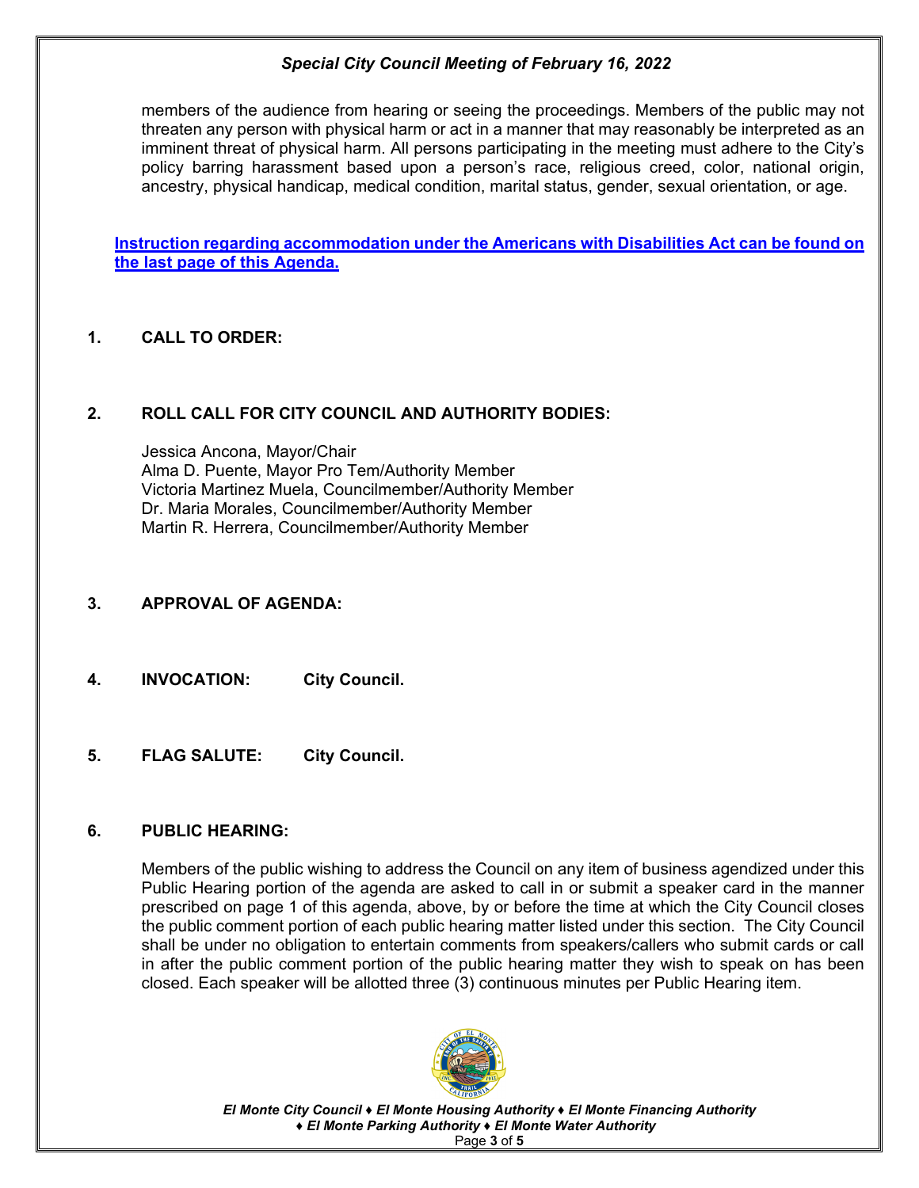members of the audience from hearing or seeing the proceedings. Members of the public may not threaten any person with physical harm or act in a manner that may reasonably be interpreted as an imminent threat of physical harm. All persons participating in the meeting must adhere to the City's policy barring harassment based upon a person's race, religious creed, color, national origin, ancestry, physical handicap, medical condition, marital status, gender, sexual orientation, or age.

**Instruction regarding accommodation under the Americans with Disabilities Act can be found on the last page of this Agenda.**

## 1. CALL TO ORDER:

## 2. ROLL CALL FOR CITY COUNCIL AND AUTHORITY BODIES:

Jessica Ancona, Mayor/Chair
Alma D. Puente, Mayor Pro Tem/Authority Member
Victoria Martinez Muela, Councilmember/Authority Member
Dr. Maria Morales, Councilmember/Authority Member
Martin R. Herrera, Councilmember/Authority Member

## 3. APPROVAL OF AGENDA:

## 4. INVOCATION: City Council.

## 5. FLAG SALUTE: City Council.

## 6. PUBLIC HEARING:

Members of the public wishing to address the Council on any item of business agendized under this Public Hearing portion of the agenda are asked to call in or submit a speaker card in the manner prescribed on page 1 of this agenda, above, by or before the time at which the City Council closes the public comment portion of each public hearing matter listed under this section. The City Council shall be under no obligation to entertain comments from speakers/callers who submit cards or call in after the public comment portion of the public hearing matter they wish to speak on has been closed. Each speaker will be allotted three (3) continuous minutes per Public Hearing item.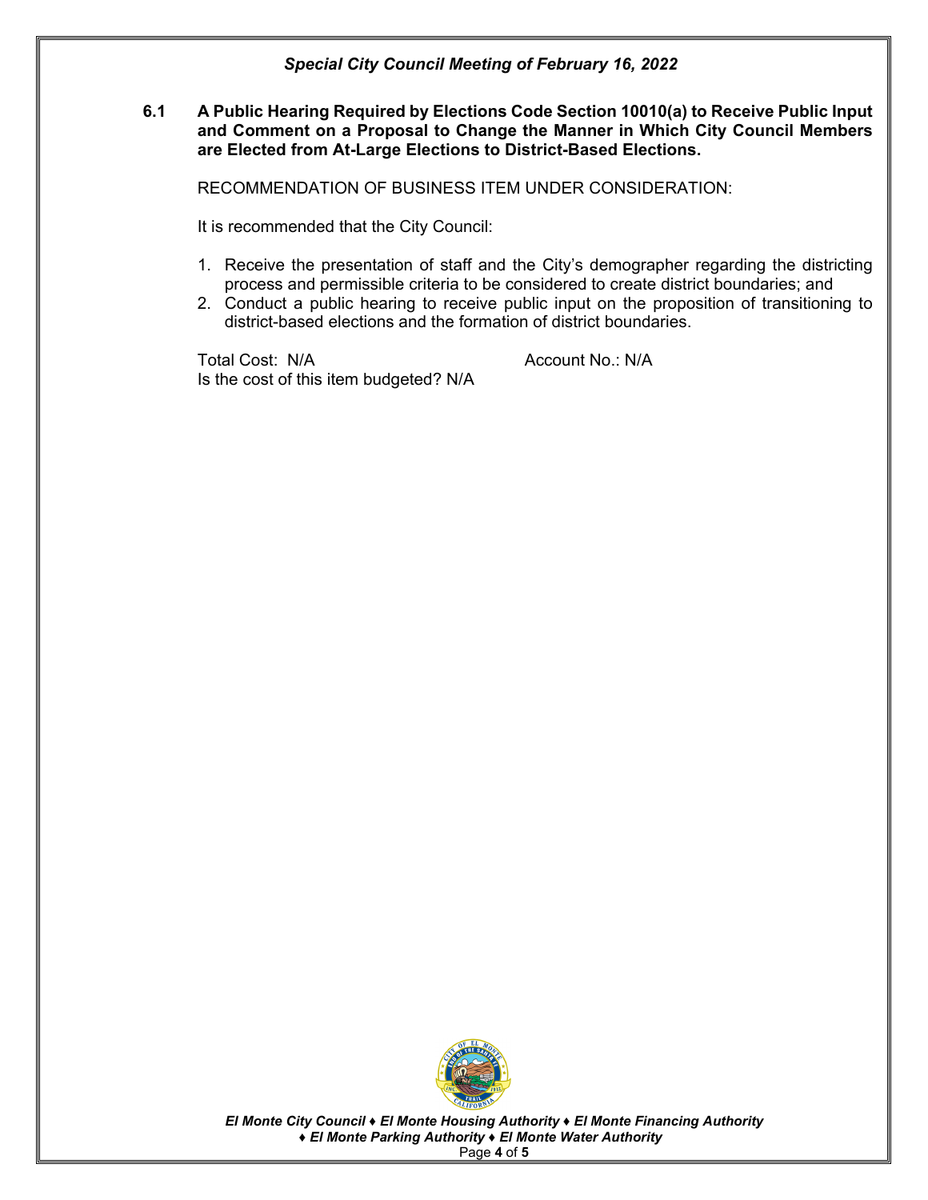### 6.1 A Public Hearing Required by Elections Code Section 10010(a) to Receive Public Input and Comment on a Proposal to Change the Manner in Which City Council Members are Elected from At-Large Elections to District-Based Elections.

RECOMMENDATION OF BUSINESS ITEM UNDER CONSIDERATION:

It is recommended that the City Council:

1. Receive the presentation of staff and the City's demographer regarding the districting process and permissible criteria to be considered to create district boundaries; and
2. Conduct a public hearing to receive public input on the proposition of transitioning to district-based elections and the formation of district boundaries.

Total Cost: N/A
Account No.: N/A
Is the cost of this item budgeted? N/A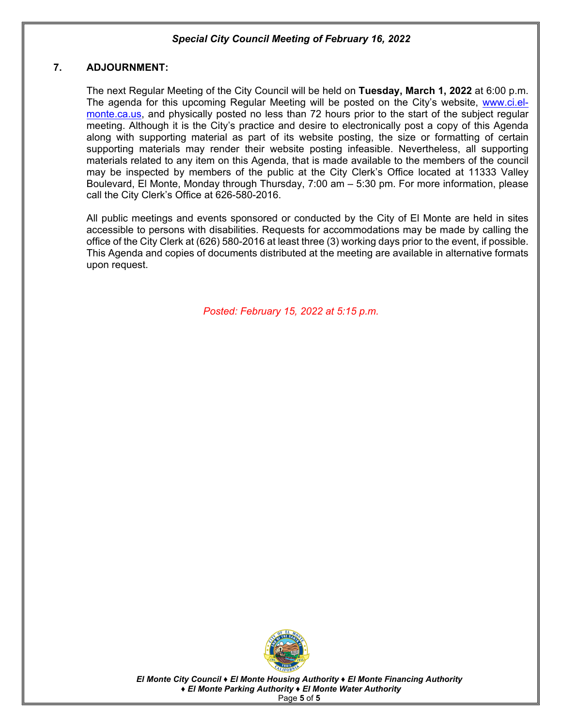## 7. ADJOURNMENT:

The next Regular Meeting of the City Council will be held on **Tuesday, March 1, 2022** at 6:00 p.m. The agenda for this upcoming Regular Meeting will be posted on the City's website, www.ci.el-monte.ca.us, and physically posted no less than 72 hours prior to the start of the subject regular meeting. Although it is the City's practice and desire to electronically post a copy of this Agenda along with supporting material as part of its website posting, the size or formatting of certain supporting materials may render their website posting infeasible. Nevertheless, all supporting materials related to any item on this Agenda, that is made available to the members of the council may be inspected by members of the public at the City Clerk's Office located at 11333 Valley Boulevard, El Monte, Monday through Thursday, 7:00 am – 5:30 pm. For more information, please call the City Clerk's Office at 626-580-2016.

All public meetings and events sponsored or conducted by the City of El Monte are held in sites accessible to persons with disabilities. Requests for accommodations may be made by calling the office of the City Clerk at (626) 580-2016 at least three (3) working days prior to the event, if possible. This Agenda and copies of documents distributed at the meeting are available in alternative formats upon request.

*Posted: February 15, 2022 at 5:15 p.m.*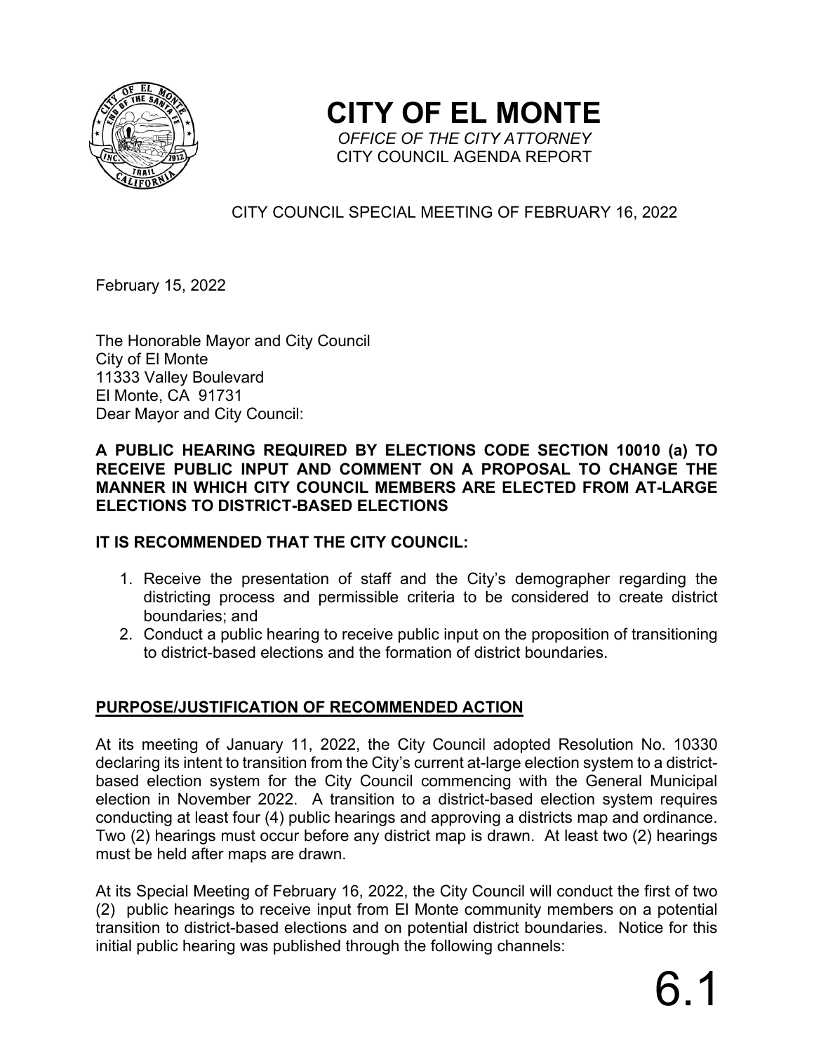# CITY OF EL MONTE

*OFFICE OF THE CITY ATTORNEY*

CITY COUNCIL AGENDA REPORT

CITY COUNCIL SPECIAL MEETING OF FEBRUARY 16, 2022

February 15, 2022

The Honorable Mayor and City Council
City of El Monte
11333 Valley Boulevard
El Monte, CA 91731
Dear Mayor and City Council:

**A PUBLIC HEARING REQUIRED BY ELECTIONS CODE SECTION 10010 (a) TO RECEIVE PUBLIC INPUT AND COMMENT ON A PROPOSAL TO CHANGE THE MANNER IN WHICH CITY COUNCIL MEMBERS ARE ELECTED FROM AT-LARGE ELECTIONS TO DISTRICT-BASED ELECTIONS**

**IT IS RECOMMENDED THAT THE CITY COUNCIL:**

1. Receive the presentation of staff and the City's demographer regarding the districting process and permissible criteria to be considered to create district boundaries; and
2. Conduct a public hearing to receive public input on the proposition of transitioning to district-based elections and the formation of district boundaries.

## PURPOSE/JUSTIFICATION OF RECOMMENDED ACTION

At its meeting of January 11, 2022, the City Council adopted Resolution No. 10330 declaring its intent to transition from the City's current at-large election system to a district-based election system for the City Council commencing with the General Municipal election in November 2022. A transition to a district-based election system requires conducting at least four (4) public hearings and approving a districts map and ordinance. Two (2) hearings must occur before any district map is drawn. At least two (2) hearings must be held after maps are drawn.

At its Special Meeting of February 16, 2022, the City Council will conduct the first of two (2) public hearings to receive input from El Monte community members on a potential transition to district-based elections and on potential district boundaries. Notice for this initial public hearing was published through the following channels:

6.1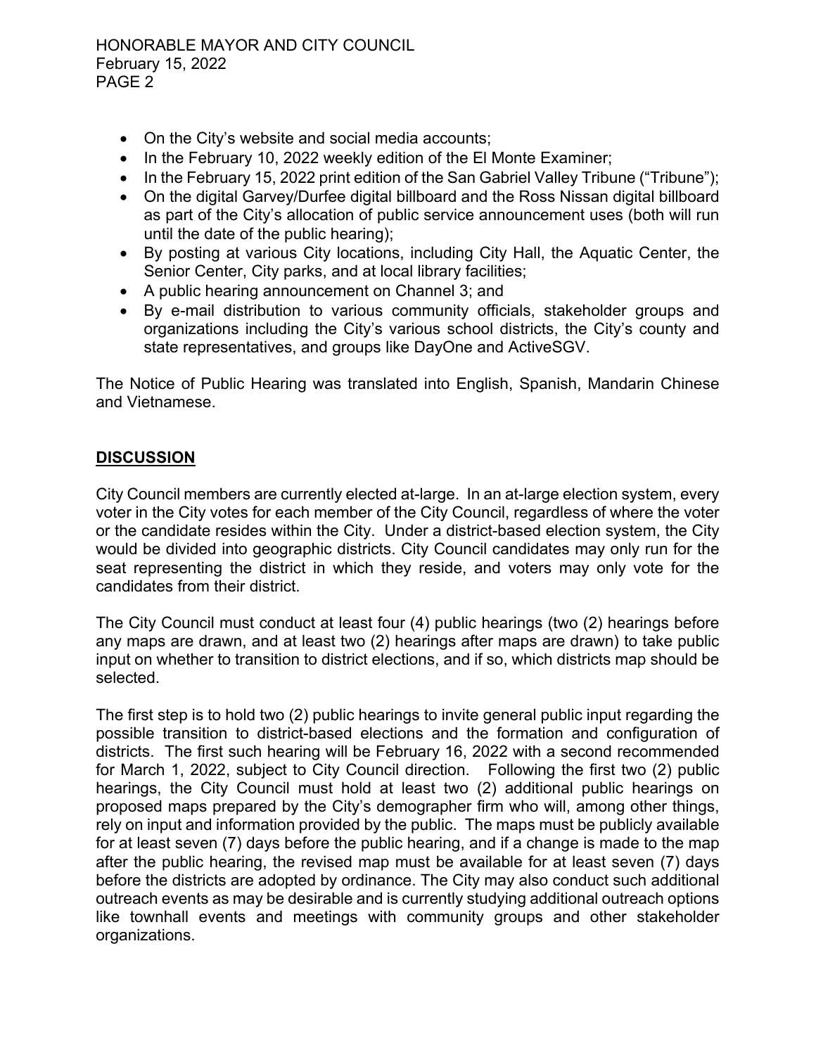- On the City's website and social media accounts;
- In the February 10, 2022 weekly edition of the El Monte Examiner;
- In the February 15, 2022 print edition of the San Gabriel Valley Tribune ("Tribune");
- On the digital Garvey/Durfee digital billboard and the Ross Nissan digital billboard as part of the City's allocation of public service announcement uses (both will run until the date of the public hearing);
- By posting at various City locations, including City Hall, the Aquatic Center, the Senior Center, City parks, and at local library facilities;
- A public hearing announcement on Channel 3; and
- By e-mail distribution to various community officials, stakeholder groups and organizations including the City's various school districts, the City's county and state representatives, and groups like DayOne and ActiveSGV.

The Notice of Public Hearing was translated into English, Spanish, Mandarin Chinese and Vietnamese.

## DISCUSSION

City Council members are currently elected at-large. In an at-large election system, every voter in the City votes for each member of the City Council, regardless of where the voter or the candidate resides within the City. Under a district-based election system, the City would be divided into geographic districts. City Council candidates may only run for the seat representing the district in which they reside, and voters may only vote for the candidates from their district.

The City Council must conduct at least four (4) public hearings (two (2) hearings before any maps are drawn, and at least two (2) hearings after maps are drawn) to take public input on whether to transition to district elections, and if so, which districts map should be selected.

The first step is to hold two (2) public hearings to invite general public input regarding the possible transition to district-based elections and the formation and configuration of districts. The first such hearing will be February 16, 2022 with a second recommended for March 1, 2022, subject to City Council direction. Following the first two (2) public hearings, the City Council must hold at least two (2) additional public hearings on proposed maps prepared by the City's demographer firm who will, among other things, rely on input and information provided by the public. The maps must be publicly available for at least seven (7) days before the public hearing, and if a change is made to the map after the public hearing, the revised map must be available for at least seven (7) days before the districts are adopted by ordinance. The City may also conduct such additional outreach events as may be desirable and is currently studying additional outreach options like townhall events and meetings with community groups and other stakeholder organizations.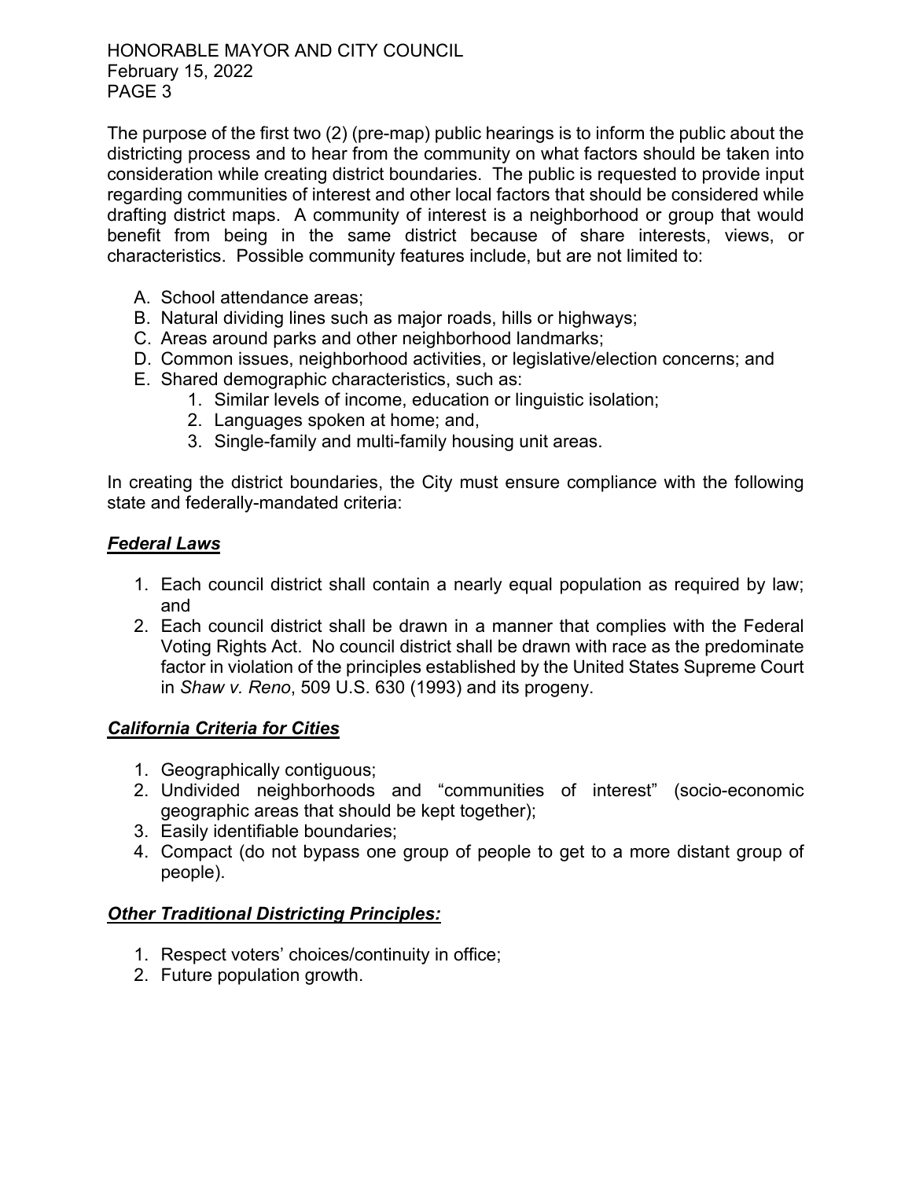The purpose of the first two (2) (pre-map) public hearings is to inform the public about the districting process and to hear from the community on what factors should be taken into consideration while creating district boundaries. The public is requested to provide input regarding communities of interest and other local factors that should be considered while drafting district maps. A community of interest is a neighborhood or group that would benefit from being in the same district because of share interests, views, or characteristics. Possible community features include, but are not limited to:

A. School attendance areas;
B. Natural dividing lines such as major roads, hills or highways;
C. Areas around parks and other neighborhood landmarks;
D. Common issues, neighborhood activities, or legislative/election concerns; and
E. Shared demographic characteristics, such as:
    1. Similar levels of income, education or linguistic isolation;
    2. Languages spoken at home; and,
    3. Single-family and multi-family housing unit areas.

In creating the district boundaries, the City must ensure compliance with the following state and federally-mandated criteria:

***Federal Laws***

1. Each council district shall contain a nearly equal population as required by law; and
2. Each council district shall be drawn in a manner that complies with the Federal Voting Rights Act. No council district shall be drawn with race as the predominate factor in violation of the principles established by the United States Supreme Court in *Shaw v. Reno*, 509 U.S. 630 (1993) and its progeny.

***California Criteria for Cities***

1. Geographically contiguous;
2. Undivided neighborhoods and "communities of interest" (socio-economic geographic areas that should be kept together);
3. Easily identifiable boundaries;
4. Compact (do not bypass one group of people to get to a more distant group of people).

***Other Traditional Districting Principles:***

1. Respect voters' choices/continuity in office;
2. Future population growth.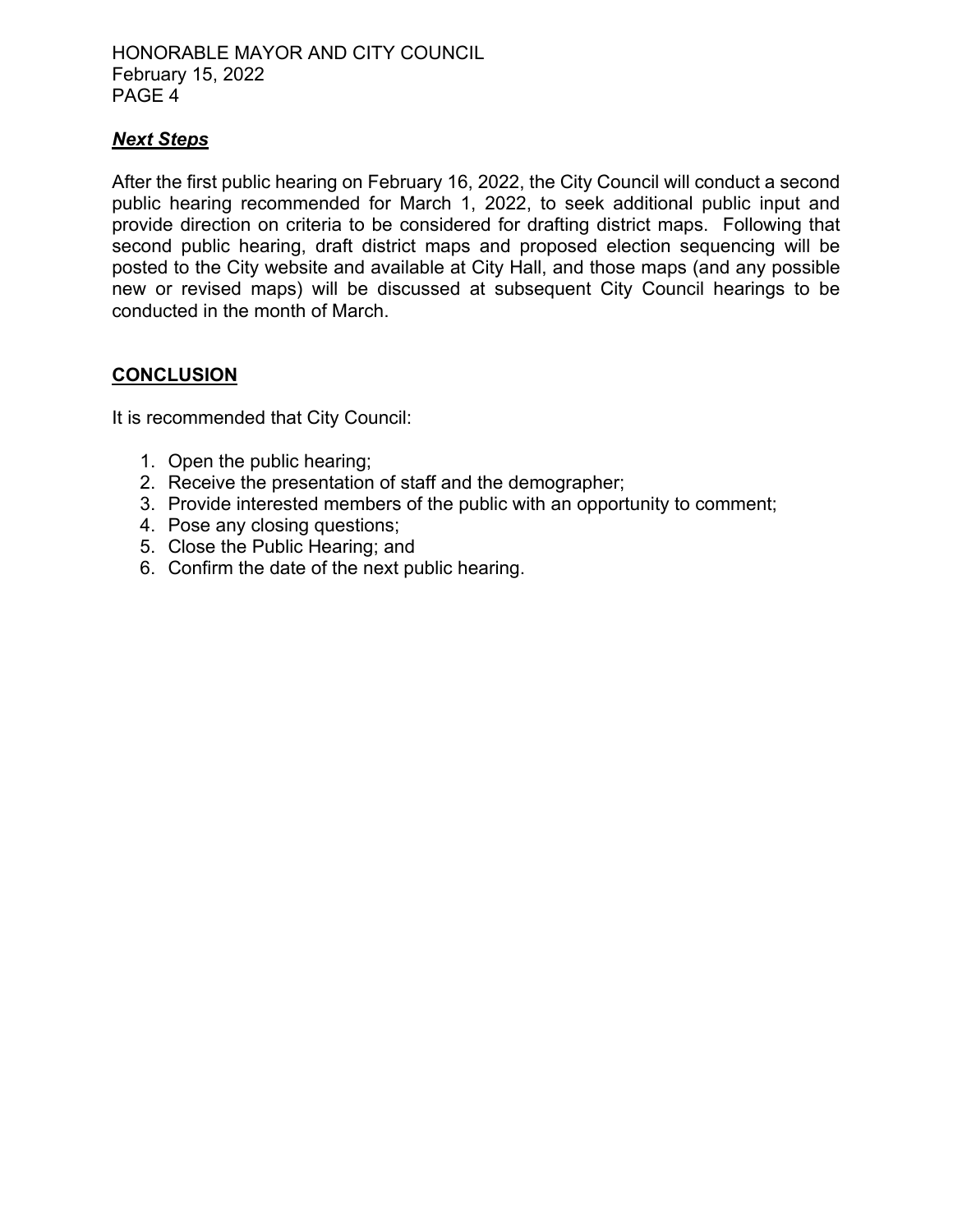## ***Next Steps***

After the first public hearing on February 16, 2022, the City Council will conduct a second public hearing recommended for March 1, 2022, to seek additional public input and provide direction on criteria to be considered for drafting district maps. Following that second public hearing, draft district maps and proposed election sequencing will be posted to the City website and available at City Hall, and those maps (and any possible new or revised maps) will be discussed at subsequent City Council hearings to be conducted in the month of March.

## **CONCLUSION**

It is recommended that City Council:

1. Open the public hearing;
2. Receive the presentation of staff and the demographer;
3. Provide interested members of the public with an opportunity to comment;
4. Pose any closing questions;
5. Close the Public Hearing; and
6. Confirm the date of the next public hearing.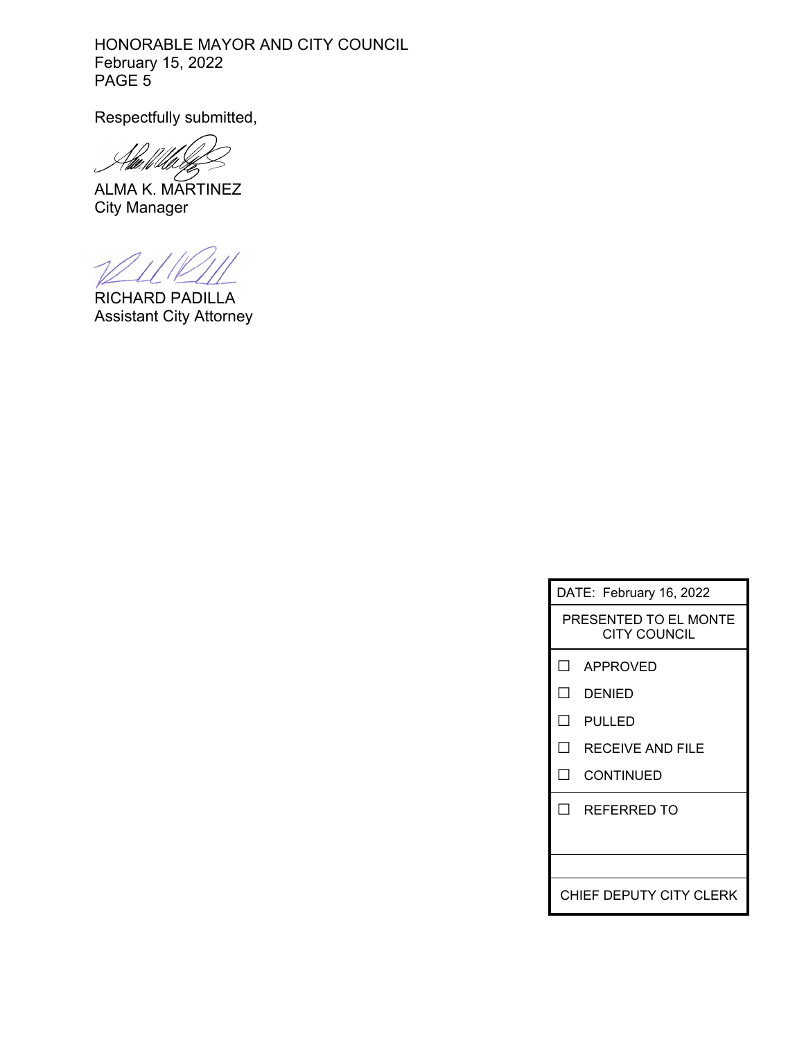Respectfully submitted,

ALMA K. MARTINEZ
City Manager

RICHARD PADILLA
Assistant City Attorney

| DATE: February 16, 2022 |
| --- |
| PRESENTED TO EL MONTE CITY COUNCIL |
| ☐ APPROVED |
| ☐ DENIED |
| ☐ PULLED |
| ☐ RECEIVE AND FILE |
| ☐ CONTINUED |
| ☐ REFERRED TO |
| |
| CHIEF DEPUTY CITY CLERK |